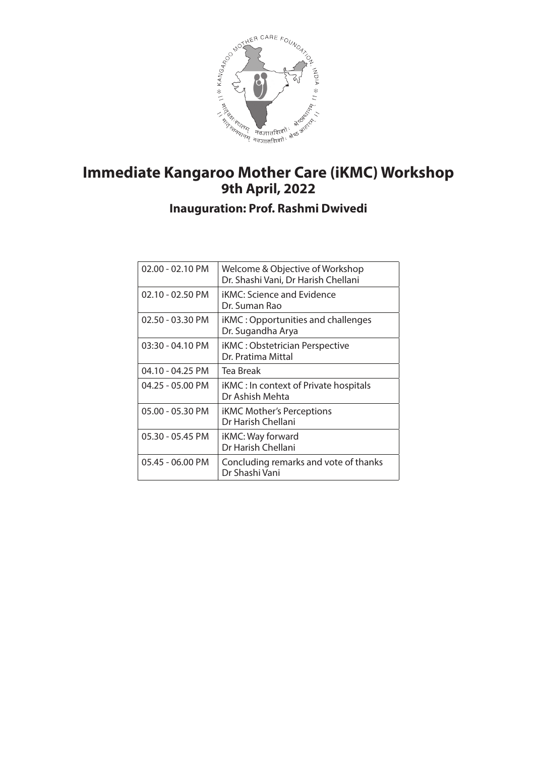# Immediate Kangaroo Mother Care (iKMC) Workshop

## 9th April, 2022

### Inauguration: Prof. Rashmi Dwivedi

| | |
|---|---|
| 02.00 - 02.10 PM | Welcome & Objective of Workshop<br>Dr. Shashi Vani, Dr Harish Chellani |
| 02.10 - 02.50 PM | iKMC: Science and Evidence<br>Dr. Suman Rao |
| 02.50 - 03.30 PM | iKMC : Opportunities and challenges<br>Dr. Sugandha Arya |
| 03:30 - 04.10 PM | iKMC : Obstetrician Perspective<br>Dr. Pratima Mittal |
| 04.10 - 04.25 PM | Tea Break |
| 04.25 - 05.00 PM | iKMC : In context of Private hospitals<br>Dr Ashish Mehta |
| 05.00 - 05.30 PM | iKMC Mother's Perceptions<br>Dr Harish Chellani |
| 05.30 - 05.45 PM | iKMC: Way forward<br>Dr Harish Chellani |
| 05.45 - 06.00 PM | Concluding remarks and vote of thanks<br>Dr Shashi Vani |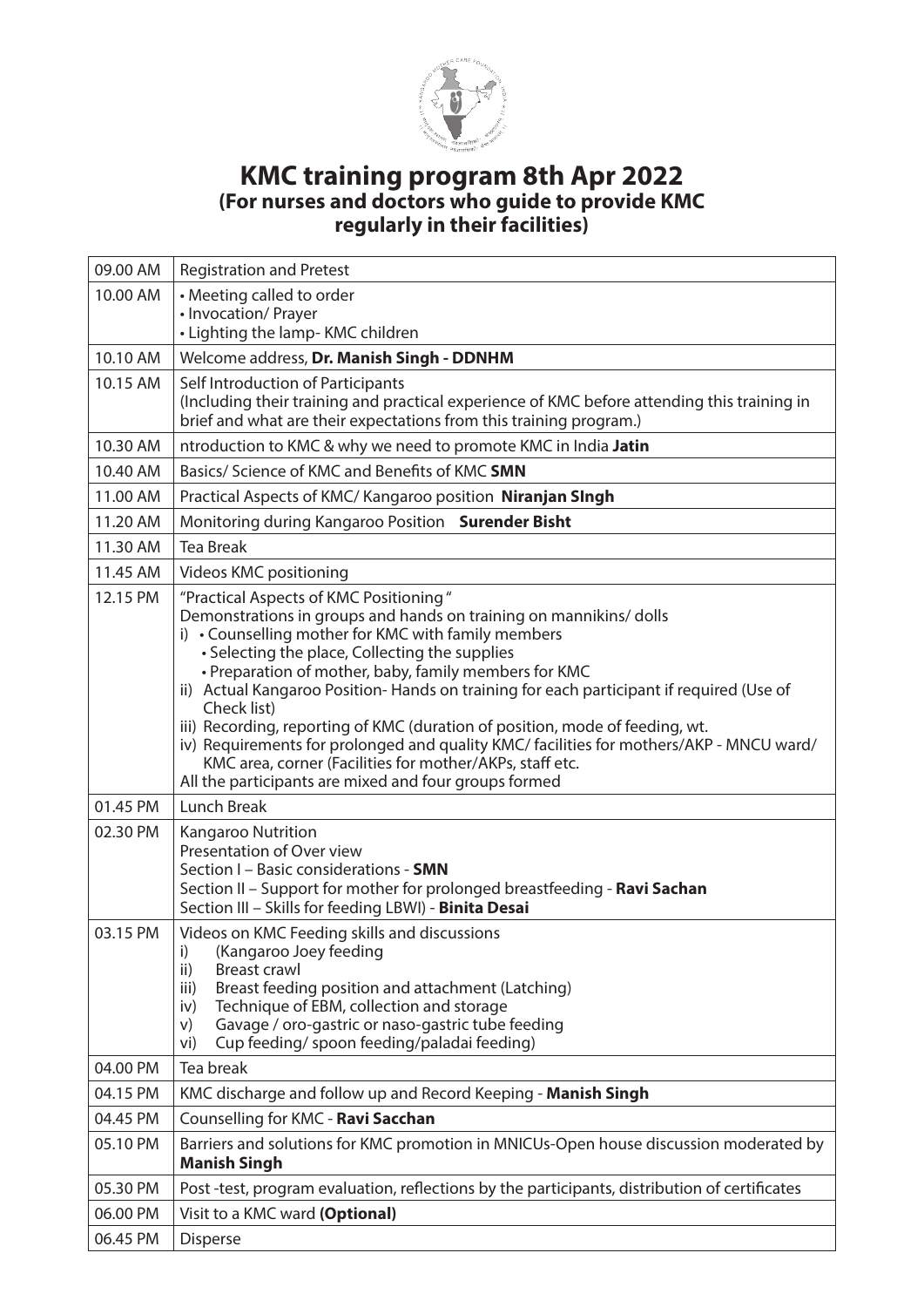# KMC training program 8th Apr 2022

## (For nurses and doctors who guide to provide KMC regularly in their facilities)

| | |
|---|---|
| 09.00 AM | Registration and Pretest |
| 10.00 AM | • Meeting called to order<br>• Invocation/ Prayer<br>• Lighting the lamp- KMC children |
| 10.10 AM | Welcome address, **Dr. Manish Singh - DDNHM** |
| 10.15 AM | Self Introduction of Participants<br>(Including their training and practical experience of KMC before attending this training in brief and what are their expectations from this training program.) |
| 10.30 AM | ntroduction to KMC & why we need to promote KMC in India **Jatin** |
| 10.40 AM | Basics/ Science of KMC and Benefits of KMC **SMN** |
| 11.00 AM | Practical Aspects of KMC/ Kangaroo position **Niranjan SIngh** |
| 11.20 AM | Monitoring during Kangaroo Position **Surender Bisht** |
| 11.30 AM | Tea Break |
| 11.45 AM | Videos KMC positioning |
| 12.15 PM | "Practical Aspects of KMC Positioning"<br>Demonstrations in groups and hands on training on mannikins/ dolls<br>i) • Counselling mother for KMC with family members<br>• Selecting the place, Collecting the supplies<br>• Preparation of mother, baby, family members for KMC<br>ii) Actual Kangaroo Position- Hands on training for each participant if required (Use of Check list)<br>iii) Recording, reporting of KMC (duration of position, mode of feeding, wt.<br>iv) Requirements for prolonged and quality KMC/ facilities for mothers/AKP - MNCU ward/ KMC area, corner (Facilities for mother/AKPs, staff etc.<br>All the participants are mixed and four groups formed |
| 01.45 PM | Lunch Break |
| 02.30 PM | Kangaroo Nutrition<br>Presentation of Over view<br>Section I – Basic considerations - **SMN**<br>Section II – Support for mother for prolonged breastfeeding - **Ravi Sachan**<br>Section III – Skills for feeding LBWI) - **Binita Desai** |
| 03.15 PM | Videos on KMC Feeding skills and discussions<br>i) (Kangaroo Joey feeding<br>ii) Breast crawl<br>iii) Breast feeding position and attachment (Latching)<br>iv) Technique of EBM, collection and storage<br>v) Gavage / oro-gastric or naso-gastric tube feeding<br>vi) Cup feeding/ spoon feeding/paladai feeding) |
| 04.00 PM | Tea break |
| 04.15 PM | KMC discharge and follow up and Record Keeping - **Manish Singh** |
| 04.45 PM | Counselling for KMC - **Ravi Sacchan** |
| 05.10 PM | Barriers and solutions for KMC promotion in MNICUs-Open house discussion moderated by **Manish Singh** |
| 05.30 PM | Post -test, program evaluation, reflections by the participants, distribution of certificates |
| 06.00 PM | Visit to a KMC ward **(Optional)** |
| 06.45 PM | Disperse |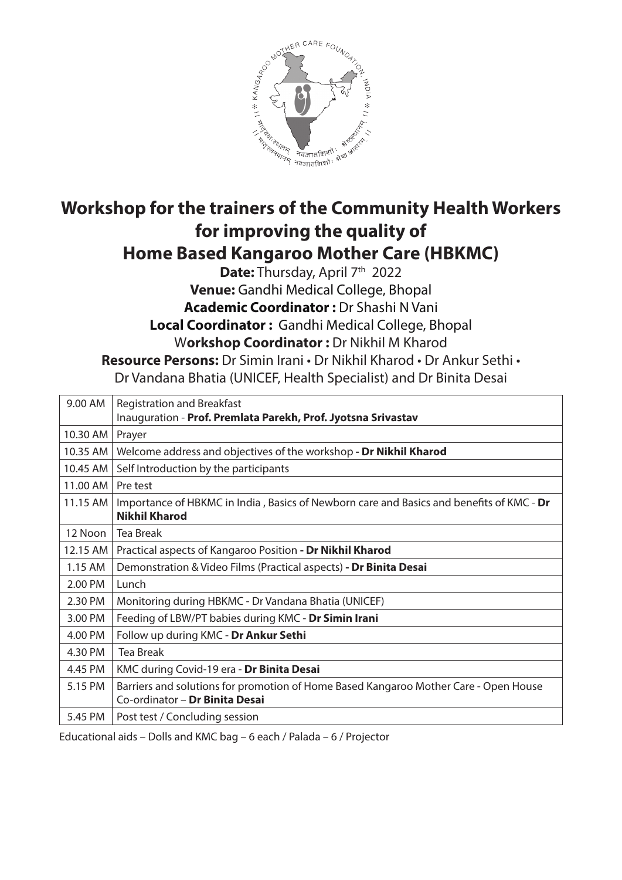# Workshop for the trainers of the Community Health Workers for improving the quality of Home Based Kangaroo Mother Care (HBKMC)

**Date:** Thursday, April 7th 2022

**Venue:** Gandhi Medical College, Bhopal

**Academic Coordinator :** Dr Shashi N Vani

**Local Coordinator :** Gandhi Medical College, Bhopal

W**orkshop Coordinator :** Dr Nikhil M Kharod

**Resource Persons:** Dr Simin Irani • Dr Nikhil Kharod • Dr Ankur Sethi • Dr Vandana Bhatia (UNICEF, Health Specialist) and Dr Binita Desai

| Time | Session |
|---|---|
| 9.00 AM | Registration and Breakfast<br>Inauguration - **Prof. Premlata Parekh, Prof. Jyotsna Srivastav** |
| 10.30 AM | Prayer |
| 10.35 AM | Welcome address and objectives of the workshop **- Dr Nikhil Kharod** |
| 10.45 AM | Self Introduction by the participants |
| 11.00 AM | Pre test |
| 11.15 AM | Importance of HBKMC in India , Basics of Newborn care and Basics and benefits of KMC - **Dr Nikhil Kharod** |
| 12 Noon | Tea Break |
| 12.15 AM | Practical aspects of Kangaroo Position **- Dr Nikhil Kharod** |
| 1.15 AM | Demonstration & Video Films (Practical aspects) **- Dr Binita Desai** |
| 2.00 PM | Lunch |
| 2.30 PM | Monitoring during HBKMC - Dr Vandana Bhatia (UNICEF) |
| 3.00 PM | Feeding of LBW/PT babies during KMC - **Dr Simin Irani** |
| 4.00 PM | Follow up during KMC - **Dr Ankur Sethi** |
| 4.30 PM | Tea Break |
| 4.45 PM | KMC during Covid-19 era - **Dr Binita Desai** |
| 5.15 PM | Barriers and solutions for promotion of Home Based Kangaroo Mother Care - Open House<br>Co-ordinator – **Dr Binita Desai** |
| 5.45 PM | Post test / Concluding session |

Educational aids – Dolls and KMC bag – 6 each / Palada – 6 / Projector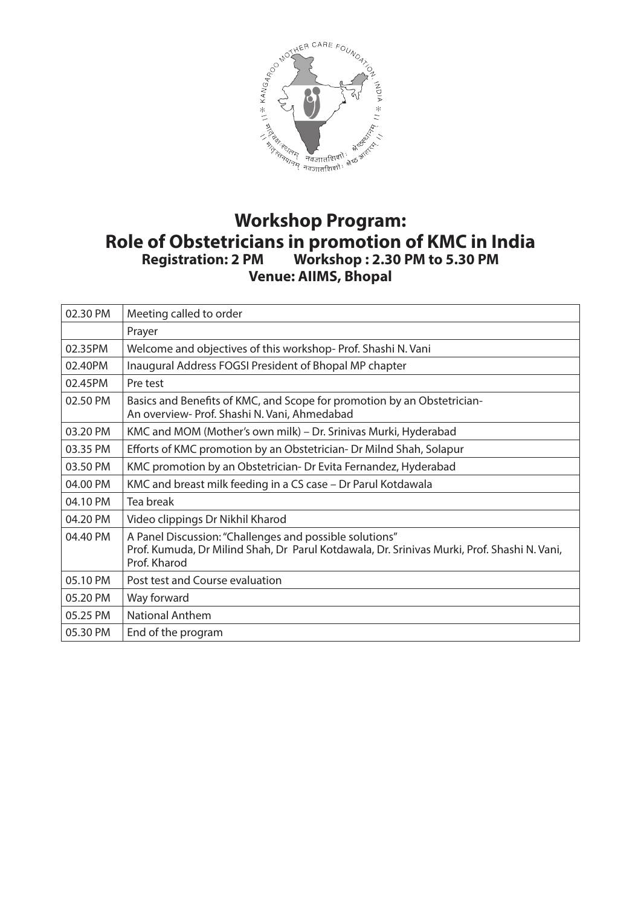# Workshop Program:
# Role of Obstetricians in promotion of KMC in India

**Registration: 2 PM    Workshop : 2.30 PM to 5.30 PM**

**Venue: AIIMS, Bhopal**

| | |
|---|---|
| 02.30 PM | Meeting called to order |
| | Prayer |
| 02.35PM | Welcome and objectives of this workshop- Prof. Shashi N. Vani |
| 02.40PM | Inaugural Address FOGSI President of Bhopal MP chapter |
| 02.45PM | Pre test |
| 02.50 PM | Basics and Benefits of KMC, and Scope for promotion by an Obstetrician- An overview- Prof. Shashi N. Vani, Ahmedabad |
| 03.20 PM | KMC and MOM (Mother's own milk) – Dr. Srinivas Murki, Hyderabad |
| 03.35 PM | Efforts of KMC promotion by an Obstetrician- Dr Milnd Shah, Solapur |
| 03.50 PM | KMC promotion by an Obstetrician- Dr Evita Fernandez, Hyderabad |
| 04.00 PM | KMC and breast milk feeding in a CS case – Dr Parul Kotdawala |
| 04.10 PM | Tea break |
| 04.20 PM | Video clippings Dr Nikhil Kharod |
| 04.40 PM | A Panel Discussion: "Challenges and possible solutions" Prof. Kumuda, Dr Milind Shah, Dr Parul Kotdawala, Dr. Srinivas Murki, Prof. Shashi N. Vani, Prof. Kharod |
| 05.10 PM | Post test and Course evaluation |
| 05.20 PM | Way forward |
| 05.25 PM | National Anthem |
| 05.30 PM | End of the program |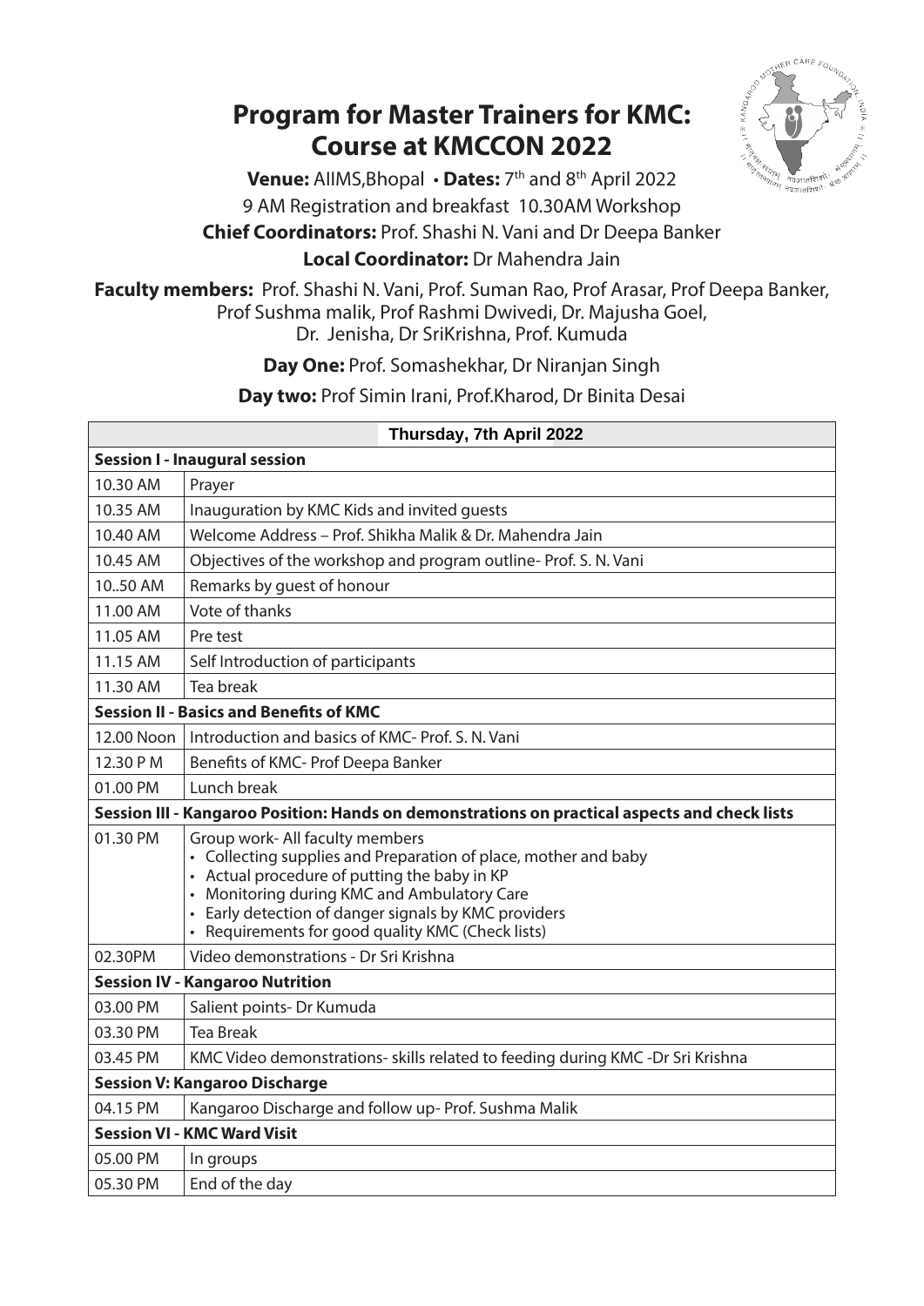# Program for Master Trainers for KMC: Course at KMCCON 2022

**Venue:** AIIMS,Bhopal • **Dates:** 7th and 8th April 2022

9 AM Registration and breakfast 10.30AM Workshop

**Chief Coordinators:** Prof. Shashi N. Vani and Dr Deepa Banker

**Local Coordinator:** Dr Mahendra Jain

**Faculty members:** Prof. Shashi N. Vani, Prof. Suman Rao, Prof Arasar, Prof Deepa Banker, Prof Sushma malik, Prof Rashmi Dwivedi, Dr. Majusha Goel, Dr. Jenisha, Dr SriKrishna, Prof. Kumuda

**Day One:** Prof. Somashekhar, Dr Niranjan Singh

**Day two:** Prof Simin Irani, Prof.Kharod, Dr Binita Desai

| Thursday, 7th April 2022 | |
|---|---|
| **Session I - Inaugural session** | |
| 10.30 AM | Prayer |
| 10.35 AM | Inauguration by KMC Kids and invited guests |
| 10.40 AM | Welcome Address – Prof. Shikha Malik & Dr. Mahendra Jain |
| 10.45 AM | Objectives of the workshop and program outline- Prof. S. N. Vani |
| 10..50 AM | Remarks by guest of honour |
| 11.00 AM | Vote of thanks |
| 11.05 AM | Pre test |
| 11.15 AM | Self Introduction of participants |
| 11.30 AM | Tea break |
| **Session II - Basics and Benefits of KMC** | |
| 12.00 Noon | Introduction and basics of KMC- Prof. S. N. Vani |
| 12.30 P M | Benefits of KMC- Prof Deepa Banker |
| 01.00 PM | Lunch break |
| **Session III - Kangaroo Position: Hands on demonstrations on practical aspects and check lists** | |
| 01.30 PM | Group work- All faculty members<br>• Collecting supplies and Preparation of place, mother and baby<br>• Actual procedure of putting the baby in KP<br>• Monitoring during KMC and Ambulatory Care<br>• Early detection of danger signals by KMC providers<br>• Requirements for good quality KMC (Check lists) |
| 02.30PM | Video demonstrations - Dr Sri Krishna |
| **Session IV - Kangaroo Nutrition** | |
| 03.00 PM | Salient points- Dr Kumuda |
| 03.30 PM | Tea Break |
| 03.45 PM | KMC Video demonstrations- skills related to feeding during KMC -Dr Sri Krishna |
| **Session V: Kangaroo Discharge** | |
| 04.15 PM | Kangaroo Discharge and follow up- Prof. Sushma Malik |
| **Session VI - KMC Ward Visit** | |
| 05.00 PM | In groups |
| 05.30 PM | End of the day |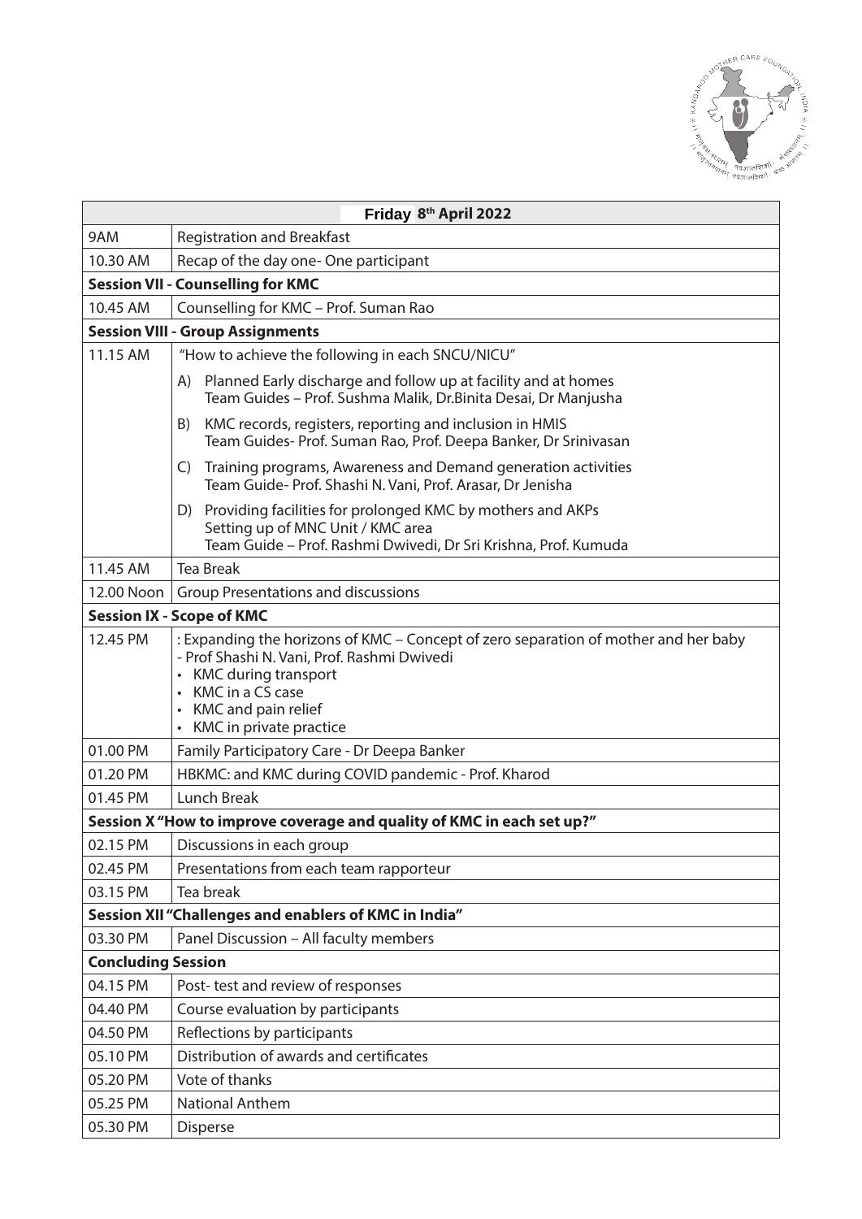| Friday 8th April 2022 | |
|---|---|
| 9AM | Registration and Breakfast |
| 10.30 AM | Recap of the day one- One participant |
| **Session VII - Counselling for KMC** | |
| 10.45 AM | Counselling for KMC – Prof. Suman Rao |
| **Session VIII - Group Assignments** | |
| 11.15 AM | "How to achieve the following in each SNCU/NICU" |
| | A) Planned Early discharge and follow up at facility and at homes<br>Team Guides – Prof. Sushma Malik, Dr.Binita Desai, Dr Manjusha |
| | B) KMC records, registers, reporting and inclusion in HMIS<br>Team Guides- Prof. Suman Rao, Prof. Deepa Banker, Dr Srinivasan |
| | C) Training programs, Awareness and Demand generation activities<br>Team Guide- Prof. Shashi N. Vani, Prof. Arasar, Dr Jenisha |
| | D) Providing facilities for prolonged KMC by mothers and AKPs<br>Setting up of MNC Unit / KMC area<br>Team Guide – Prof. Rashmi Dwivedi, Dr Sri Krishna, Prof. Kumuda |
| 11.45 AM | Tea Break |
| 12.00 Noon | Group Presentations and discussions |
| **Session IX - Scope of KMC** | |
| 12.45 PM | : Expanding the horizons of KMC – Concept of zero separation of mother and her baby<br>- Prof Shashi N. Vani, Prof. Rashmi Dwivedi<br>• KMC during transport<br>• KMC in a CS case<br>• KMC and pain relief<br>• KMC in private practice |
| 01.00 PM | Family Participatory Care - Dr Deepa Banker |
| 01.20 PM | HBKMC: and KMC during COVID pandemic - Prof. Kharod |
| 01.45 PM | Lunch Break |
| **Session X "How to improve coverage and quality of KMC in each set up?"** | |
| 02.15 PM | Discussions in each group |
| 02.45 PM | Presentations from each team rapporteur |
| 03.15 PM | Tea break |
| **Session XII "Challenges and enablers of KMC in India"** | |
| 03.30 PM | Panel Discussion – All faculty members |
| **Concluding Session** | |
| 04.15 PM | Post- test and review of responses |
| 04.40 PM | Course evaluation by participants |
| 04.50 PM | Reflections by participants |
| 05.10 PM | Distribution of awards and certificates |
| 05.20 PM | Vote of thanks |
| 05.25 PM | National Anthem |
| 05.30 PM | Disperse |